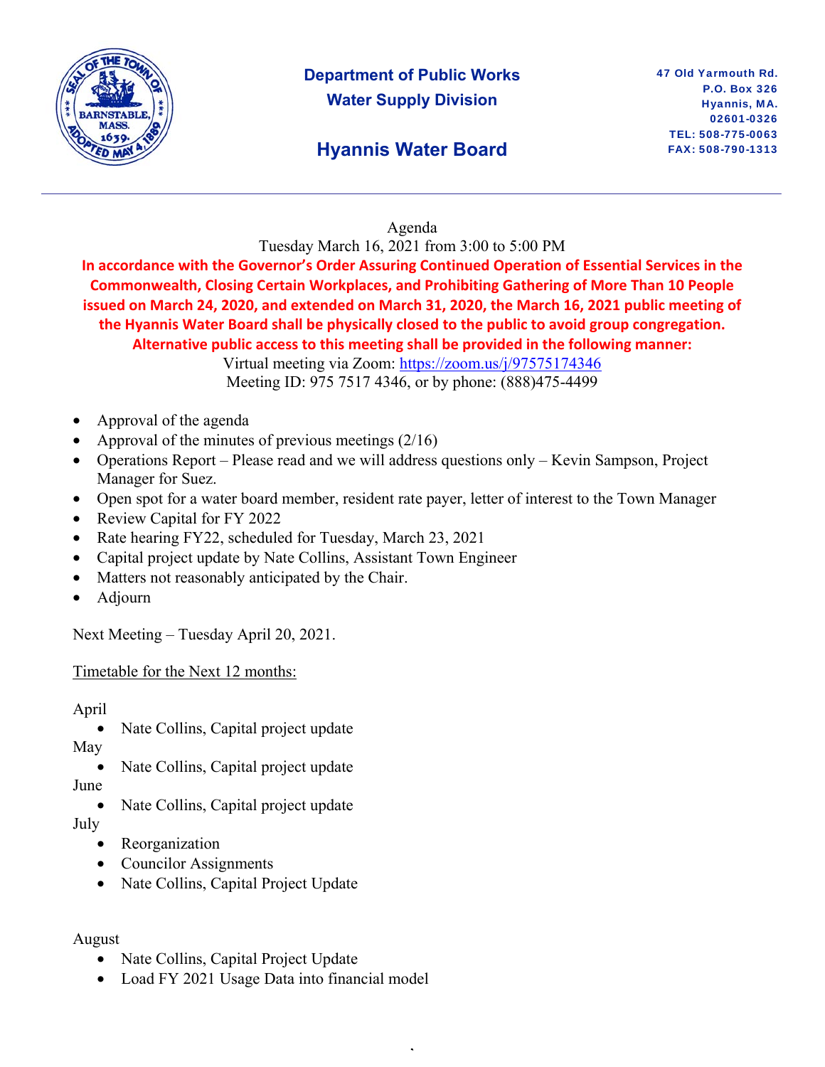**Department of Public Works**
**Water Supply Division**

## Hyannis Water Board

47 Old Yarmouth Rd.
P.O. Box 326
Hyannis, MA.
02601-0326
TEL: 508-775-0063
FAX: 508-790-1313

Agenda
Tuesday March 16, 2021 from 3:00 to 5:00 PM

**In accordance with the Governor's Order Assuring Continued Operation of Essential Services in the Commonwealth, Closing Certain Workplaces, and Prohibiting Gathering of More Than 10 People issued on March 24, 2020, and extended on March 31, 2020, the March 16, 2021 public meeting of the Hyannis Water Board shall be physically closed to the public to avoid group congregation. Alternative public access to this meeting shall be provided in the following manner:**

Virtual meeting via Zoom: https://zoom.us/j/97575174346
Meeting ID: 975 7517 4346, or by phone: (888)475-4499

- Approval of the agenda
- Approval of the minutes of previous meetings (2/16)
- Operations Report – Please read and we will address questions only – Kevin Sampson, Project Manager for Suez.
- Open spot for a water board member, resident rate payer, letter of interest to the Town Manager
- Review Capital for FY 2022
- Rate hearing FY22, scheduled for Tuesday, March 23, 2021
- Capital project update by Nate Collins, Assistant Town Engineer
- Matters not reasonably anticipated by the Chair.
- Adjourn

Next Meeting – Tuesday April 20, 2021.

Timetable for the Next 12 months:

April
- Nate Collins, Capital project update

May
- Nate Collins, Capital project update

June
- Nate Collins, Capital project update

July
- Reorganization
- Councilor Assignments
- Nate Collins, Capital Project Update

August
- Nate Collins, Capital Project Update
- Load FY 2021 Usage Data into financial model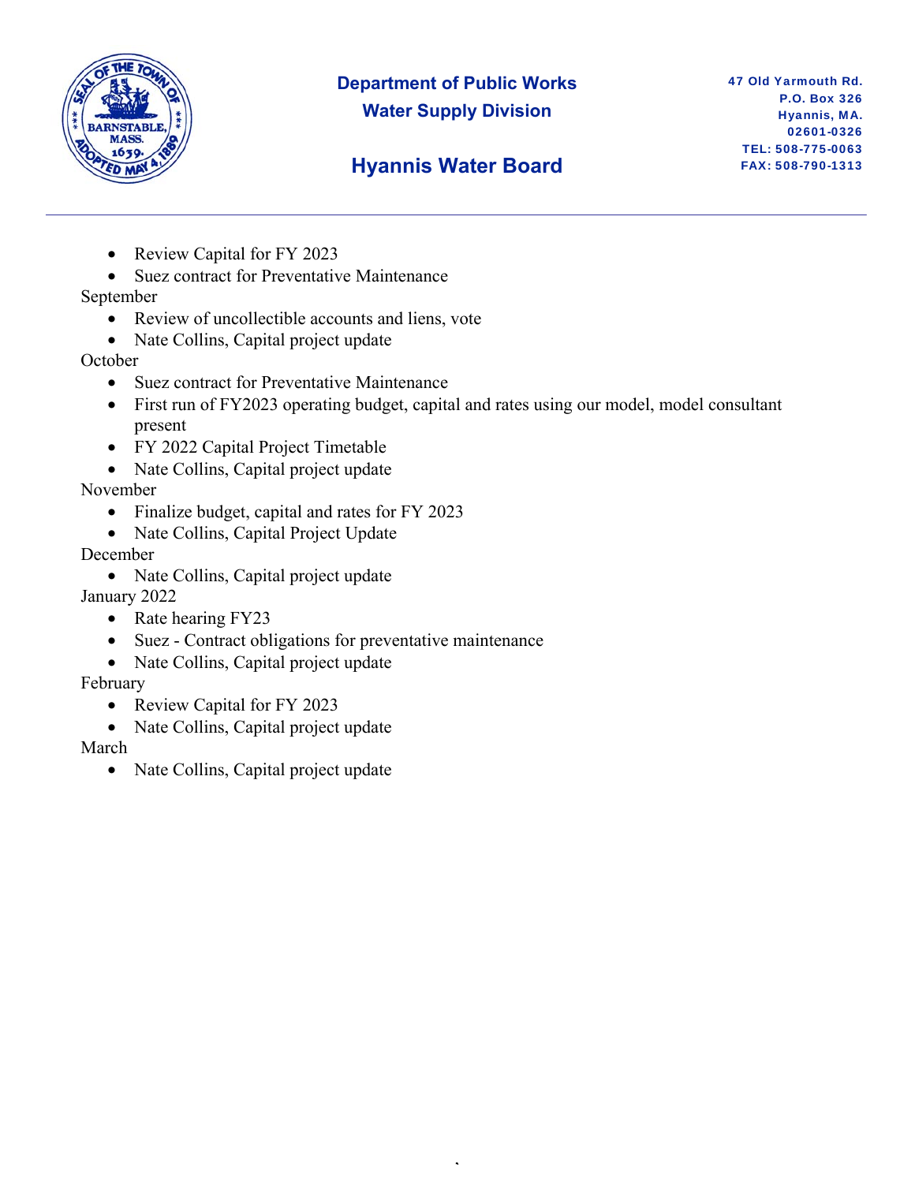- Review Capital for FY 2023
- Suez contract for Preventative Maintenance

September

- Review of uncollectible accounts and liens, vote
- Nate Collins, Capital project update

October

- Suez contract for Preventative Maintenance
- First run of FY2023 operating budget, capital and rates using our model, model consultant present
- FY 2022 Capital Project Timetable
- Nate Collins, Capital project update

November

- Finalize budget, capital and rates for FY 2023
- Nate Collins, Capital Project Update

December

- Nate Collins, Capital project update

January 2022

- Rate hearing FY23
- Suez - Contract obligations for preventative maintenance
- Nate Collins, Capital project update

February

- Review Capital for FY 2023
- Nate Collins, Capital project update

March

- Nate Collins, Capital project update